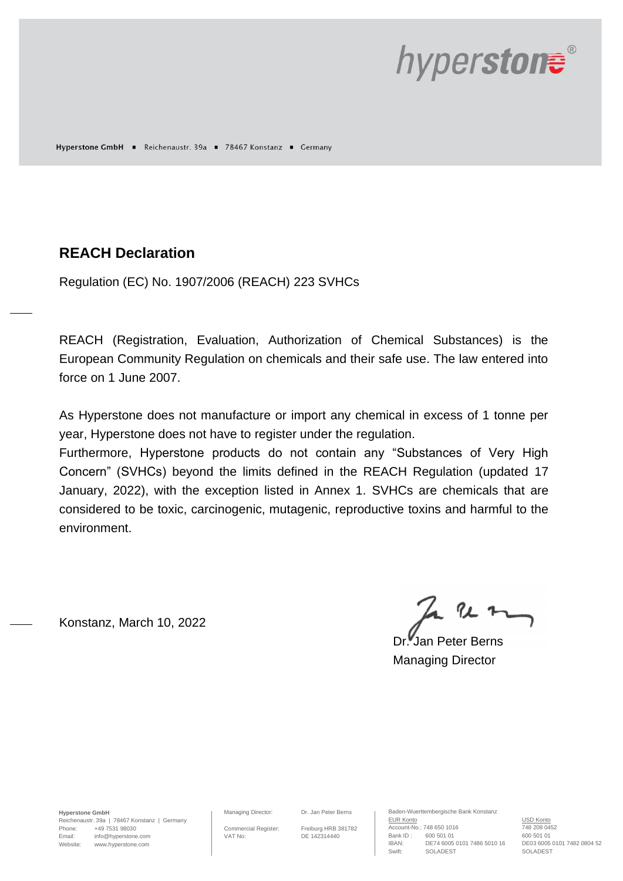Hyperstone GmbH ▪ Reichenaustr. 39a ▪ 78467 Konstanz ▪ Germany

## REACH Declaration

Regulation (EC) No. 1907/2006 (REACH) 223 SVHCs

REACH (Registration, Evaluation, Authorization of Chemical Substances) is the European Community Regulation on chemicals and their safe use. The law entered into force on 1 June 2007.

As Hyperstone does not manufacture or import any chemical in excess of 1 tonne per year, Hyperstone does not have to register under the regulation.
Furthermore, Hyperstone products do not contain any "Substances of Very High Concern" (SVHCs) beyond the limits defined in the REACH Regulation (updated 17 January, 2022), with the exception listed in Annex 1. SVHCs are chemicals that are considered to be toxic, carcinogenic, mutagenic, reproductive toxins and harmful to the environment.

Konstanz, March 10, 2022

Dr. Jan Peter Berns
Managing Director

**Hyperstone GmbH**
Reichenaustr. 39a | 78467 Konstanz | Germany
Phone: +49 7531 98030
Email: info@hyperstone.com
Website: www.hyperstone.com

Managing Director: Dr. Jan Peter Berns
Commercial Register: Freiburg HRB 381782
VAT No: DE 142314440

Baden-Wuerttembergische Bank Konstanz

| EUR Konto | | USD Konto |
|---|---|---|
| Account-No.: | 748 650 1016 | 748 208 0452 |
| Bank ID : | 600 501 01 | 600 501 01 |
| IBAN: | DE74 6005 0101 7486 5010 16 | DE03 6005 0101 7482 0804 52 |
| Swift: | SOLADEST | SOLADEST |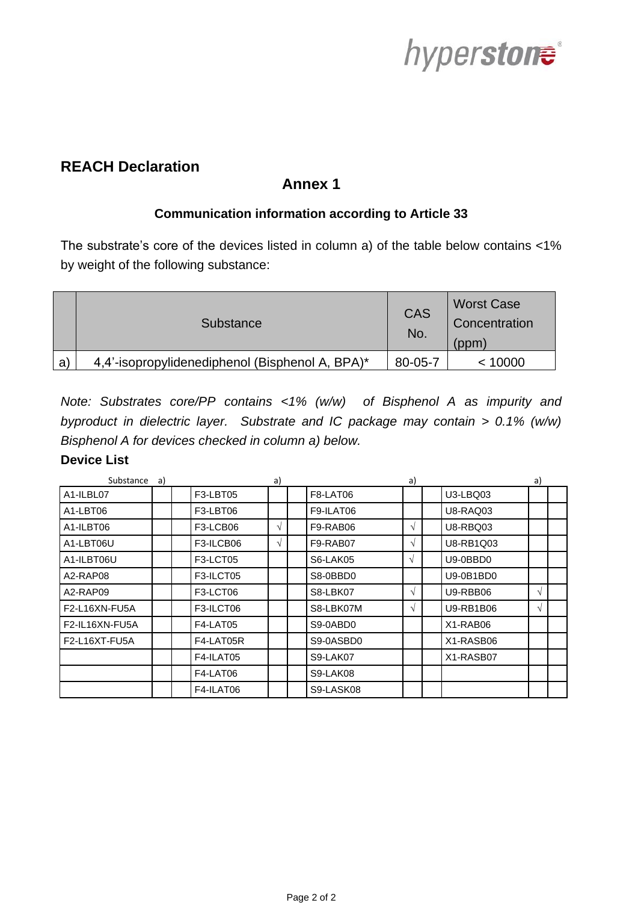## REACH Declaration

### Annex 1

#### Communication information according to Article 33

The substrate's core of the devices listed in column a) of the table below contains <1% by weight of the following substance:

| | Substance | CAS No. | Worst Case Concentration (ppm) |
|---|---|---|---|
| a) | 4,4'-isopropylidenediphenol (Bisphenol A, BPA)* | 80-05-7 | < 10000 |

*Note: Substrates core/PP contains <1% (w/w) of Bisphenol A as impurity and byproduct in dielectric layer. Substrate and IC package may contain > 0.1% (w/w) Bisphenol A for devices checked in column a) below.*

**Device List**

| Substance | a) | | | a) | | | a) | | | a) | |
|---|---|---|---|---|---|---|---|---|---|---|---|
| A1-ILBL07 | | | F3-LBT05 | | | F8-LAT06 | | | U3-LBQ03 | | |
| A1-LBT06 | | | F3-LBT06 | | | F9-ILAT06 | | | U8-RAQ03 | | |
| A1-ILBT06 | | | F3-LCB06 | √ | | F9-RAB06 | √ | | U8-RBQ03 | | |
| A1-LBT06U | | | F3-ILCB06 | √ | | F9-RAB07 | √ | | U8-RB1Q03 | | |
| A1-ILBT06U | | | F3-LCT05 | | | S6-LAK05 | √ | | U9-0BBD0 | | |
| A2-RAP08 | | | F3-ILCT05 | | | S8-0BBD0 | | | U9-0B1BD0 | | |
| A2-RAP09 | | | F3-LCT06 | | | S8-LBK07 | √ | | U9-RBB06 | √ | |
| F2-L16XN-FU5A | | | F3-ILCT06 | | | S8-LBK07M | √ | | U9-RB1B06 | √ | |
| F2-IL16XN-FU5A | | | F4-LAT05 | | | S9-0ABD0 | | | X1-RAB06 | | |
| F2-L16XT-FU5A | | | F4-LAT05R | | | S9-0ASBD0 | | | X1-RASB06 | | |
| | | | F4-ILAT05 | | | S9-LAK07 | | | X1-RASB07 | | |
| | | | F4-LAT06 | | | S9-LAK08 | | | | | |
| | | | F4-ILAT06 | | | S9-LASK08 | | | | | |